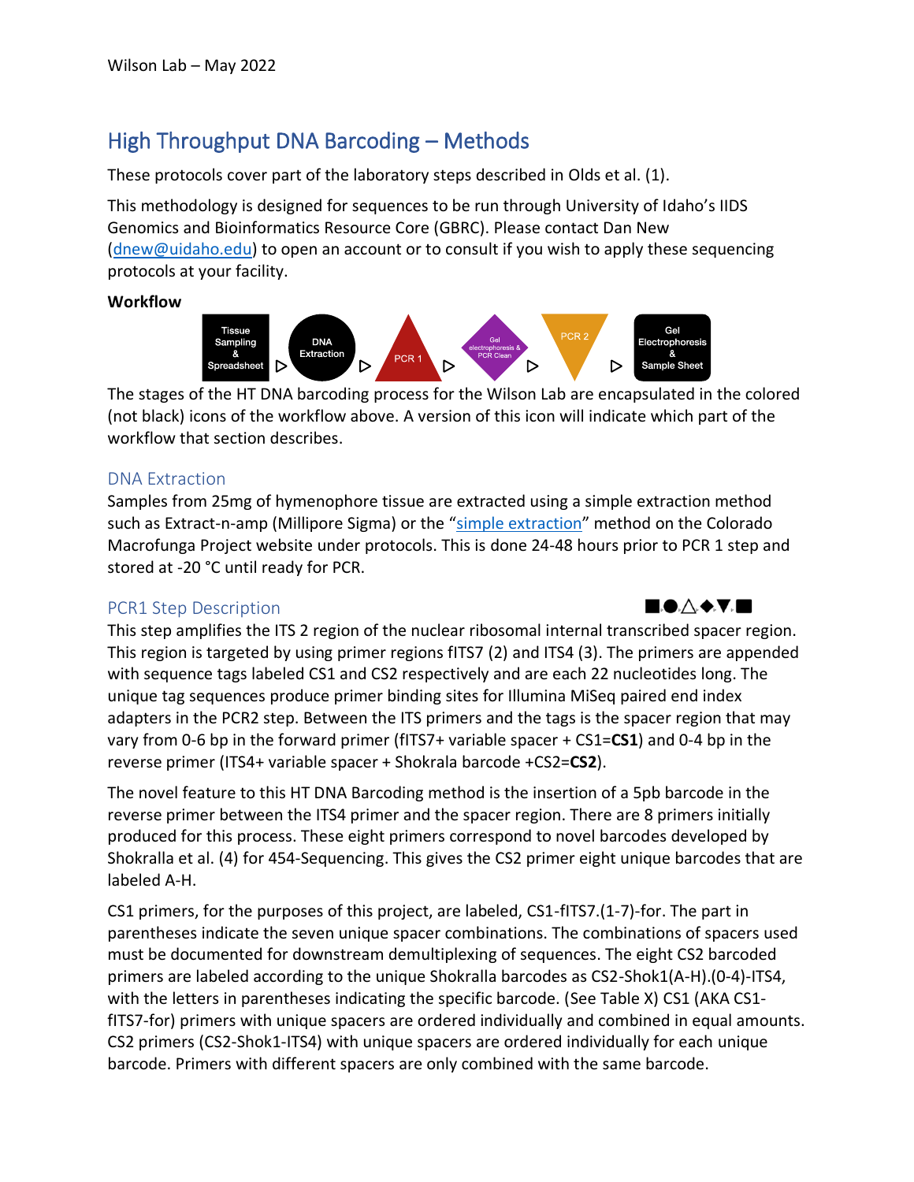Wilson Lab – May 2022

# High Throughput DNA Barcoding – Methods

These protocols cover part of the laboratory steps described in Olds et al. (1).

This methodology is designed for sequences to be run through University of Idaho's IIDS Genomics and Bioinformatics Resource Core (GBRC). Please contact Dan New (dnew@uidaho.edu) to open an account or to consult if you wish to apply these sequencing protocols at your facility.

**Workflow**

Tissue Sampling & Spreadsheet ▷ DNA Extraction ▷ PCR 1 ▷ Gel electrophoresis & PCR Clean ▷ PCR 2 ▷ Gel Electrophoresis & Sample Sheet

The stages of the HT DNA barcoding process for the Wilson Lab are encapsulated in the colored (not black) icons of the workflow above. A version of this icon will indicate which part of the workflow that section describes.

## DNA Extraction

Samples from 25mg of hymenophore tissue are extracted using a simple extraction method such as Extract-n-amp (Millipore Sigma) or the "simple extraction" method on the Colorado Macrofunga Project website under protocols. This is done 24-48 hours prior to PCR 1 step and stored at -20 °C until ready for PCR.

## PCR1 Step Description

This step amplifies the ITS 2 region of the nuclear ribosomal internal transcribed spacer region. This region is targeted by using primer regions fITS7 (2) and ITS4 (3). The primers are appended with sequence tags labeled CS1 and CS2 respectively and are each 22 nucleotides long. The unique tag sequences produce primer binding sites for Illumina MiSeq paired end index adapters in the PCR2 step. Between the ITS primers and the tags is the spacer region that may vary from 0-6 bp in the forward primer (fITS7+ variable spacer + CS1=**CS1**) and 0-4 bp in the reverse primer (ITS4+ variable spacer + Shokrala barcode +CS2=**CS2**).

The novel feature to this HT DNA Barcoding method is the insertion of a 5pb barcode in the reverse primer between the ITS4 primer and the spacer region. There are 8 primers initially produced for this process. These eight primers correspond to novel barcodes developed by Shokralla et al. (4) for 454-Sequencing. This gives the CS2 primer eight unique barcodes that are labeled A-H.

CS1 primers, for the purposes of this project, are labeled, CS1-fITS7.(1-7)-for. The part in parentheses indicate the seven unique spacer combinations. The combinations of spacers used must be documented for downstream demultiplexing of sequences. The eight CS2 barcoded primers are labeled according to the unique Shokralla barcodes as CS2-Shok1(A-H).(0-4)-ITS4, with the letters in parentheses indicating the specific barcode. (See Table X) CS1 (AKA CS1-fITS7-for) primers with unique spacers are ordered individually and combined in equal amounts. CS2 primers (CS2-Shok1-ITS4) with unique spacers are ordered individually for each unique barcode. Primers with different spacers are only combined with the same barcode.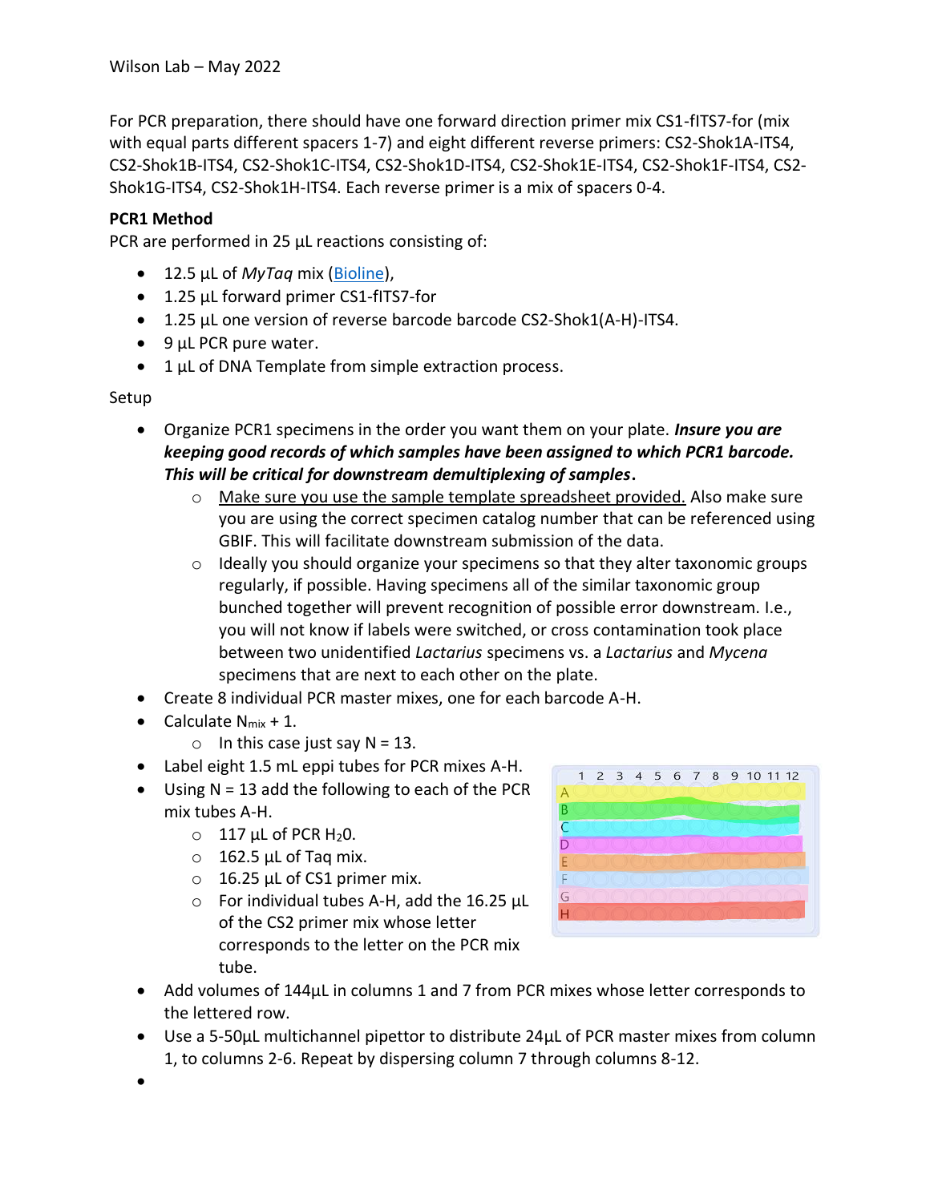For PCR preparation, there should have one forward direction primer mix CS1-fITS7-for (mix with equal parts different spacers 1-7) and eight different reverse primers: CS2-Shok1A-ITS4, CS2-Shok1B-ITS4, CS2-Shok1C-ITS4, CS2-Shok1D-ITS4, CS2-Shok1E-ITS4, CS2-Shok1F-ITS4, CS2-Shok1G-ITS4, CS2-Shok1H-ITS4. Each reverse primer is a mix of spacers 0-4.

**PCR1 Method**

PCR are performed in 25 µL reactions consisting of:

- 12.5 µL of *MyTaq* mix (Bioline),
- 1.25 µL forward primer CS1-fITS7-for
- 1.25 µL one version of reverse barcode barcode CS2-Shok1(A-H)-ITS4.
- 9 µL PCR pure water.
- 1 µL of DNA Template from simple extraction process.

Setup

- Organize PCR1 specimens in the order you want them on your plate. ***Insure you are keeping good records of which samples have been assigned to which PCR1 barcode. This will be critical for downstream demultiplexing of samples*.**
    - Make sure you use the sample template spreadsheet provided. Also make sure you are using the correct specimen catalog number that can be referenced using GBIF. This will facilitate downstream submission of the data.
    - Ideally you should organize your specimens so that they alter taxonomic groups regularly, if possible. Having specimens all of the similar taxonomic group bunched together will prevent recognition of possible error downstream. I.e., you will not know if labels were switched, or cross contamination took place between two unidentified *Lactarius* specimens vs. a *Lactarius* and *Mycena* specimens that are next to each other on the plate.
- Create 8 individual PCR master mixes, one for each barcode A-H.
- Calculate $N_{mix} + 1$.
    - In this case just say N = 13.
- Label eight 1.5 mL eppi tubes for PCR mixes A-H.
- Using N = 13 add the following to each of the PCR mix tubes A-H.
    - 117 µL of PCR $H_2O$.
    - 162.5 µL of Taq mix.
    - 16.25 µL of CS1 primer mix.
    - For individual tubes A-H, add the 16.25 µL of the CS2 primer mix whose letter corresponds to the letter on the PCR mix tube.
- Add volumes of 144µL in columns 1 and 7 from PCR mixes whose letter corresponds to the lettered row.
- Use a 5-50µL multichannel pipettor to distribute 24µL of PCR master mixes from column 1, to columns 2-6. Repeat by dispersing column 7 through columns 8-12.
-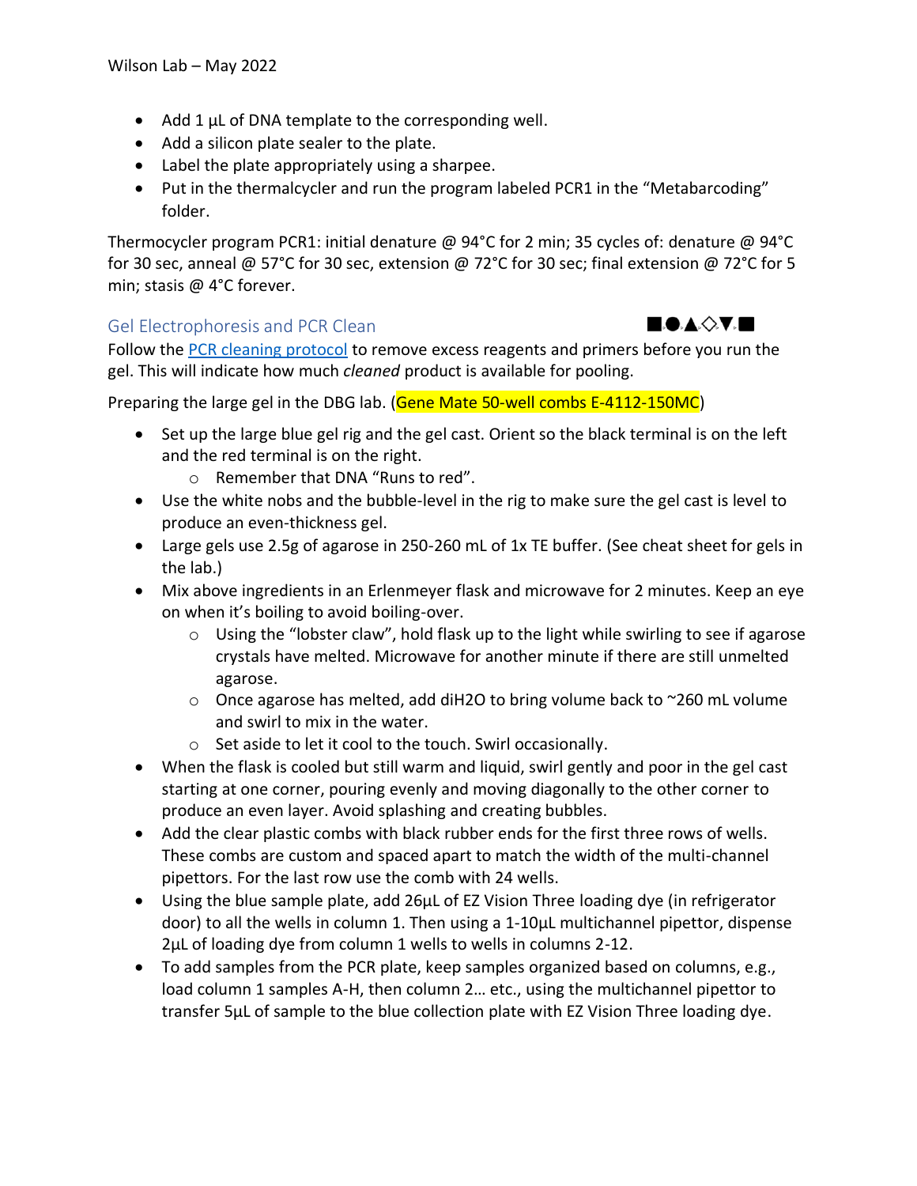- Add 1 µL of DNA template to the corresponding well.
- Add a silicon plate sealer to the plate.
- Label the plate appropriately using a sharpee.
- Put in the thermalcycler and run the program labeled PCR1 in the "Metabarcoding" folder.

Thermocycler program PCR1: initial denature @ 94°C for 2 min; 35 cycles of: denature @ 94°C for 30 sec, anneal @ 57°C for 30 sec, extension @ 72°C for 30 sec; final extension @ 72°C for 5 min; stasis @ 4°C forever.

## Gel Electrophoresis and PCR Clean

■●▲◇▼■

Follow the [PCR cleaning protocol] to remove excess reagents and primers before you run the gel. This will indicate how much *cleaned* product is available for pooling.

Preparing the large gel in the DBG lab. (Gene Mate 50-well combs E-4112-150MC)

- Set up the large blue gel rig and the gel cast. Orient so the black terminal is on the left and the red terminal is on the right.
  - Remember that DNA "Runs to red".
- Use the white nobs and the bubble-level in the rig to make sure the gel cast is level to produce an even-thickness gel.
- Large gels use 2.5g of agarose in 250-260 mL of 1x TE buffer. (See cheat sheet for gels in the lab.)
- Mix above ingredients in an Erlenmeyer flask and microwave for 2 minutes. Keep an eye on when it's boiling to avoid boiling-over.
  - Using the "lobster claw", hold flask up to the light while swirling to see if agarose crystals have melted. Microwave for another minute if there are still unmelted agarose.
  - Once agarose has melted, add diH2O to bring volume back to ~260 mL volume and swirl to mix in the water.
  - Set aside to let it cool to the touch. Swirl occasionally.
- When the flask is cooled but still warm and liquid, swirl gently and poor in the gel cast starting at one corner, pouring evenly and moving diagonally to the other corner to produce an even layer. Avoid splashing and creating bubbles.
- Add the clear plastic combs with black rubber ends for the first three rows of wells. These combs are custom and spaced apart to match the width of the multi-channel pipettors. For the last row use the comb with 24 wells.
- Using the blue sample plate, add 26µL of EZ Vision Three loading dye (in refrigerator door) to all the wells in column 1. Then using a 1-10µL multichannel pipettor, dispense 2µL of loading dye from column 1 wells to wells in columns 2-12.
- To add samples from the PCR plate, keep samples organized based on columns, e.g., load column 1 samples A-H, then column 2… etc., using the multichannel pipettor to transfer 5µL of sample to the blue collection plate with EZ Vision Three loading dye.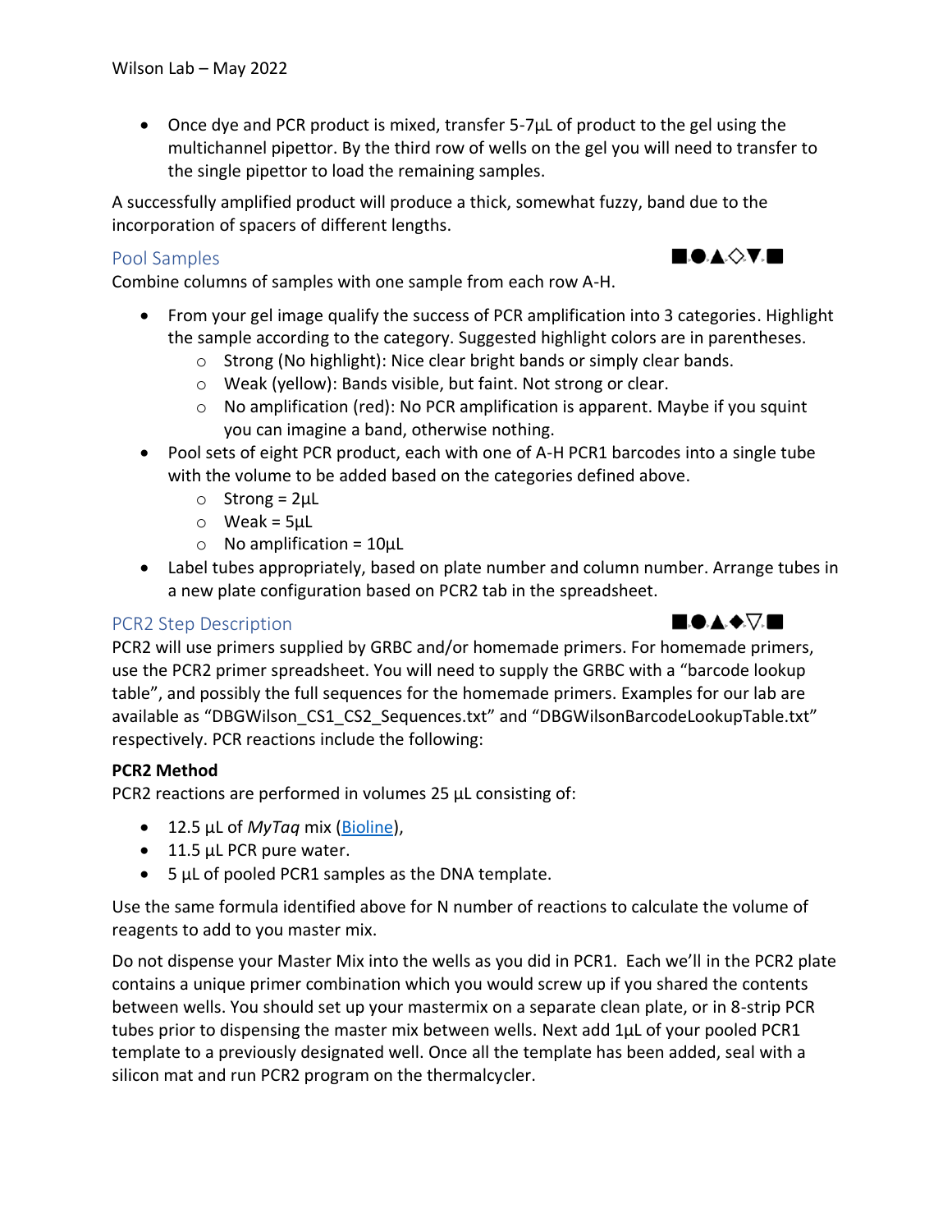- Once dye and PCR product is mixed, transfer 5-7µL of product to the gel using the multichannel pipettor. By the third row of wells on the gel you will need to transfer to the single pipettor to load the remaining samples.

A successfully amplified product will produce a thick, somewhat fuzzy, band due to the incorporation of spacers of different lengths.

## Pool Samples

■●▲◇▼■

Combine columns of samples with one sample from each row A-H.

- From your gel image qualify the success of PCR amplification into 3 categories. Highlight the sample according to the category. Suggested highlight colors are in parentheses.
    - Strong (No highlight): Nice clear bright bands or simply clear bands.
    - Weak (yellow): Bands visible, but faint. Not strong or clear.
    - No amplification (red): No PCR amplification is apparent. Maybe if you squint you can imagine a band, otherwise nothing.
- Pool sets of eight PCR product, each with one of A-H PCR1 barcodes into a single tube with the volume to be added based on the categories defined above.
    - Strong = 2µL
    - Weak = 5µL
    - No amplification = 10µL
- Label tubes appropriately, based on plate number and column number. Arrange tubes in a new plate configuration based on PCR2 tab in the spreadsheet.

## PCR2 Step Description

■●▲◆▽■

PCR2 will use primers supplied by GRBC and/or homemade primers. For homemade primers, use the PCR2 primer spreadsheet. You will need to supply the GRBC with a "barcode lookup table", and possibly the full sequences for the homemade primers. Examples for our lab are available as "DBGWilson_CS1_CS2_Sequences.txt" and "DBGWilsonBarcodeLookupTable.txt" respectively. PCR reactions include the following:

**PCR2 Method**

PCR2 reactions are performed in volumes 25 µL consisting of:

- 12.5 µL of *MyTaq* mix (Bioline),
- 11.5 µL PCR pure water.
- 5 µL of pooled PCR1 samples as the DNA template.

Use the same formula identified above for N number of reactions to calculate the volume of reagents to add to you master mix.

Do not dispense your Master Mix into the wells as you did in PCR1. Each we'll in the PCR2 plate contains a unique primer combination which you would screw up if you shared the contents between wells. You should set up your mastermix on a separate clean plate, or in 8-strip PCR tubes prior to dispensing the master mix between wells. Next add 1µL of your pooled PCR1 template to a previously designated well. Once all the template has been added, seal with a silicon mat and run PCR2 program on the thermalcycler.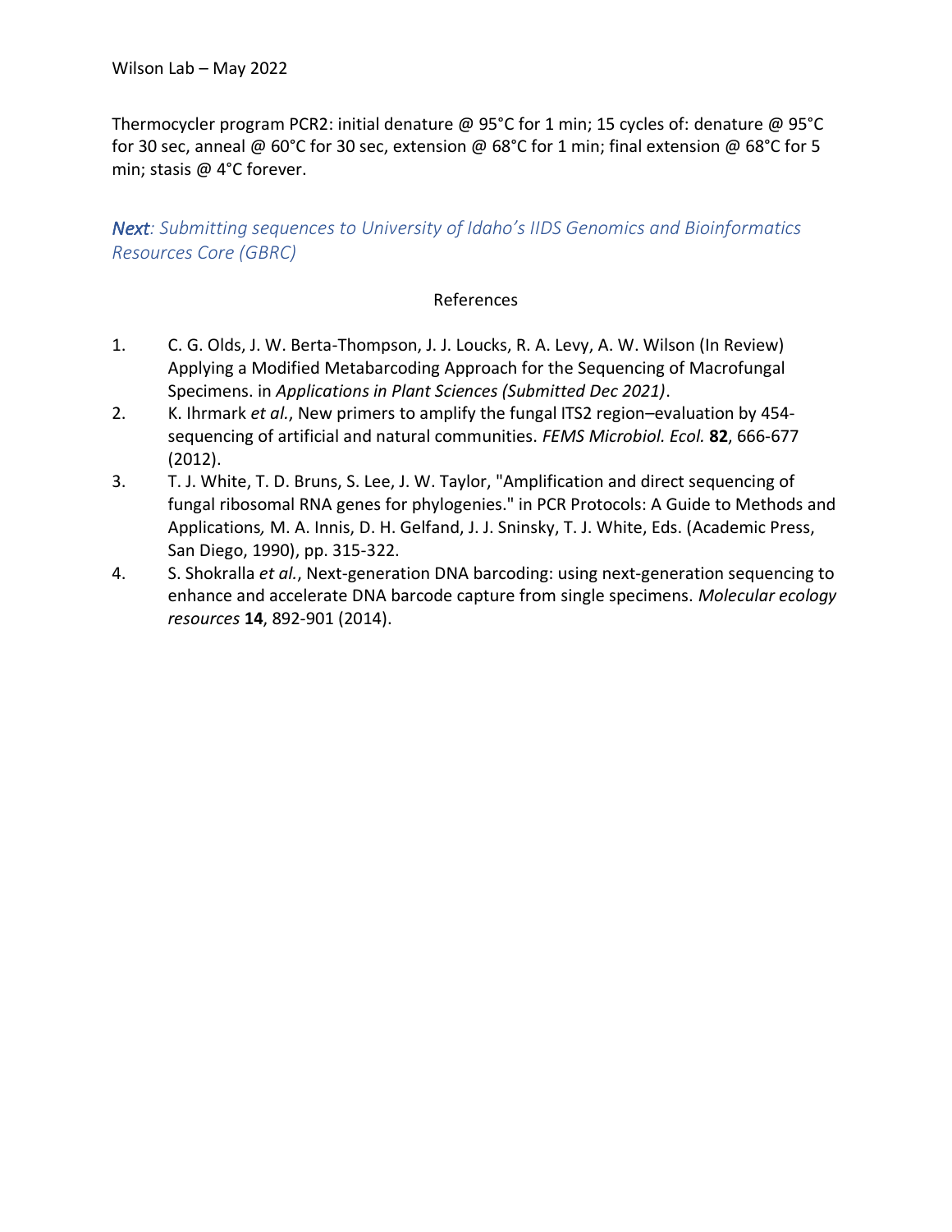Thermocycler program PCR2: initial denature @ 95˚C for 1 min; 15 cycles of: denature @ 95˚C for 30 sec, anneal @ 60˚C for 30 sec, extension @ 68˚C for 1 min; final extension @ 68˚C for 5 min; stasis @ 4˚C forever.

*Next: Submitting sequences to University of Idaho's IIDS Genomics and Bioinformatics Resources Core (GBRC)*

## References

1. C. G. Olds, J. W. Berta-Thompson, J. J. Loucks, R. A. Levy, A. W. Wilson (In Review) Applying a Modified Metabarcoding Approach for the Sequencing of Macrofungal Specimens. in *Applications in Plant Sciences (Submitted Dec 2021)*.
2. K. Ihrmark *et al.*, New primers to amplify the fungal ITS2 region–evaluation by 454-sequencing of artificial and natural communities. *FEMS Microbiol. Ecol.* **82**, 666-677 (2012).
3. T. J. White, T. D. Bruns, S. Lee, J. W. Taylor, "Amplification and direct sequencing of fungal ribosomal RNA genes for phylogenies." in PCR Protocols: A Guide to Methods and Applications*,* M. A. Innis, D. H. Gelfand, J. J. Sninsky, T. J. White, Eds. (Academic Press, San Diego, 1990), pp. 315-322.
4. S. Shokralla *et al.*, Next-generation DNA barcoding: using next-generation sequencing to enhance and accelerate DNA barcode capture from single specimens. *Molecular ecology resources* **14**, 892-901 (2014).